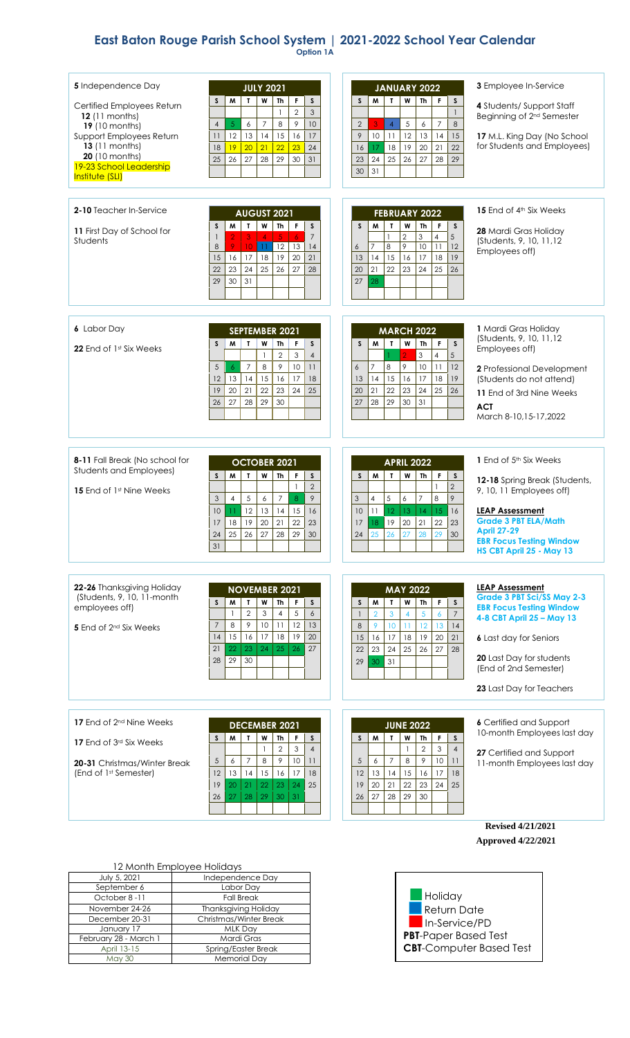# East Baton Rouge Parish School System | 2021-2022 School Year Calendar

**Option 1A**

## JULY 2021

**5** Independence Day

Certified Employees Return
**12** (11 months)
**19** (10 months)

Support Employees Return
**13** (11 months)
**20** (10 months)

19-23 School Leadership Institute (SLI)

| S | M | T | W | Th | F | S |
|---|---|---|---|---|---|---|
| | | | | 1 | 2 | 3 |
| 4 | 5 | 6 | 7 | 8 | 9 | 10 |
| 11 | 12 | 13 | 14 | 15 | 16 | 17 |
| 18 | 19 | 20 | 21 | 22 | 23 | 24 |
| 25 | 26 | 27 | 28 | 29 | 30 | 31 |

## AUGUST 2021

**2-10** Teacher In-Service

**11** First Day of School for Students

| S | M | T | W | Th | F | S |
|---|---|---|---|---|---|---|
| 1 | 2 | 3 | 4 | 5 | 6 | 7 |
| 8 | 9 | 10 | 11 | 12 | 13 | 14 |
| 15 | 16 | 17 | 18 | 19 | 20 | 21 |
| 22 | 23 | 24 | 25 | 26 | 27 | 28 |
| 29 | 30 | 31 | | | | |

## SEPTEMBER 2021

**6** Labor Day

**22** End of 1st Six Weeks

| S | M | T | W | Th | F | S |
|---|---|---|---|---|---|---|
| | | | 1 | 2 | 3 | 4 |
| 5 | 6 | 7 | 8 | 9 | 10 | 11 |
| 12 | 13 | 14 | 15 | 16 | 17 | 18 |
| 19 | 20 | 21 | 22 | 23 | 24 | 25 |
| 26 | 27 | 28 | 29 | 30 | | |

## OCTOBER 2021

**8-11** Fall Break (No school for Students and Employees)

**15** End of 1st Nine Weeks

| S | M | T | W | Th | F | S |
|---|---|---|---|---|---|---|
| | | | | | 1 | 2 |
| 3 | 4 | 5 | 6 | 7 | 8 | 9 |
| 10 | 11 | 12 | 13 | 14 | 15 | 16 |
| 17 | 18 | 19 | 20 | 21 | 22 | 23 |
| 24 | 25 | 26 | 27 | 28 | 29 | 30 |
| 31 | | | | | | |

## NOVEMBER 2021

**22-26** Thanksgiving Holiday (Students, 9, 10, 11-month employees off)

**5** End of 2nd Six Weeks

| S | M | T | W | Th | F | S |
|---|---|---|---|---|---|---|
| | 1 | 2 | 3 | 4 | 5 | 6 |
| 7 | 8 | 9 | 10 | 11 | 12 | 13 |
| 14 | 15 | 16 | 17 | 18 | 19 | 20 |
| 21 | 22 | 23 | 24 | 25 | 26 | 27 |
| 28 | 29 | 30 | | | | |

## DECEMBER 2021

**17** End of 2nd Nine Weeks

**17** End of 3rd Six Weeks

**20-31** Christmas/Winter Break (End of 1st Semester)

| S | M | T | W | Th | F | S |
|---|---|---|---|---|---|---|
| | | | 1 | 2 | 3 | 4 |
| 5 | 6 | 7 | 8 | 9 | 10 | 11 |
| 12 | 13 | 14 | 15 | 16 | 17 | 18 |
| 19 | 20 | 21 | 22 | 23 | 24 | 25 |
| 26 | 27 | 28 | 29 | 30 | 31 | |

## JANUARY 2022

**3** Employee In-Service

**4** Students/ Support Staff Beginning of 2nd Semester

**17** M.L. King Day (No School for Students and Employees)

| S | M | T | W | Th | F | S |
|---|---|---|---|---|---|---|
| | | | | | | 1 |
| 2 | 3 | 4 | 5 | 6 | 7 | 8 |
| 9 | 10 | 11 | 12 | 13 | 14 | 15 |
| 16 | 17 | 18 | 19 | 20 | 21 | 22 |
| 23 | 24 | 25 | 26 | 27 | 28 | 29 |
| 30 | 31 | | | | | |

## FEBRUARY 2022

**15** End of 4th Six Weeks

**28** Mardi Gras Holiday (Students, 9, 10, 11,12 Employees off)

| S | M | T | W | Th | F | S |
|---|---|---|---|---|---|---|
| | | 1 | 2 | 3 | 4 | 5 |
| 6 | 7 | 8 | 9 | 10 | 11 | 12 |
| 13 | 14 | 15 | 16 | 17 | 18 | 19 |
| 20 | 21 | 22 | 23 | 24 | 25 | 26 |
| 27 | 28 | | | | | |

## MARCH 2022

**1** Mardi Gras Holiday (Students, 9, 10, 11,12 Employees off)

**2** Professional Development (Students do not attend)

**11** End of 3rd Nine Weeks

**ACT**
March 8-10,15-17,2022

| S | M | T | W | Th | F | S |
|---|---|---|---|---|---|---|
| | | 1 | 2 | 3 | 4 | 5 |
| 6 | 7 | 8 | 9 | 10 | 11 | 12 |
| 13 | 14 | 15 | 16 | 17 | 18 | 19 |
| 20 | 21 | 22 | 23 | 24 | 25 | 26 |
| 27 | 28 | 29 | 30 | 31 | | |

## APRIL 2022

**1** End of 5th Six Weeks

**12-18** Spring Break (Students, 9, 10, 11 Employees off)

**LEAP Assessment**
**Grade 3 PBT ELA/Math**
**April 27-29**
**EBR Focus Testing Window**
**HS CBT April 25 - May 13**

| S | M | T | W | Th | F | S |
|---|---|---|---|---|---|---|
| | | | | | 1 | 2 |
| 3 | 4 | 5 | 6 | 7 | 8 | 9 |
| 10 | 11 | 12 | 13 | 14 | 15 | 16 |
| 17 | 18 | 19 | 20 | 21 | 22 | 23 |
| 24 | 25 | 26 | 27 | 28 | 29 | 30 |

## MAY 2022

**LEAP Assessment**
**Grade 3 PBT Sci/SS May 2-3**
**EBR Focus Testing Window**
**4-8 CBT April 25 – May 13**

**6** Last day for Seniors

**20** Last Day for students (End of 2nd Semester)

**23** Last Day for Teachers

| S | M | T | W | Th | F | S |
|---|---|---|---|---|---|---|
| 1 | 2 | 3 | 4 | 5 | 6 | 7 |
| 8 | 9 | 10 | 11 | 12 | 13 | 14 |
| 15 | 16 | 17 | 18 | 19 | 20 | 21 |
| 22 | 23 | 24 | 25 | 26 | 27 | 28 |
| 29 | 30 | 31 | | | | |

## JUNE 2022

**6** Certified and Support 10-month Employees last day

**27** Certified and Support 11-month Employees last day

| S | M | T | W | Th | F | S |
|---|---|---|---|---|---|---|
| | | | 1 | 2 | 3 | 4 |
| 5 | 6 | 7 | 8 | 9 | 10 | 11 |
| 12 | 13 | 14 | 15 | 16 | 17 | 18 |
| 19 | 20 | 21 | 22 | 23 | 24 | 25 |
| 26 | 27 | 28 | 29 | 30 | | |

**Revised 4/21/2021**
**Approved 4/22/2021**

### 12 Month Employee Holidays

| Date | Holiday |
|---|---|
| July 5, 2021 | Independence Day |
| September 6 | Labor Day |
| October 8 -11 | Fall Break |
| November 24-26 | Thanksgiving Holiday |
| December 20-31 | Christmas/Winter Break |
| January 17 | MLK Day |
| February 28 - March 1 | Mardi Gras |
| April 13-15 | Spring/Easter Break |
| May 30 | Memorial Day |

**Legend:**
- Holiday
- Return Date
- In-Service/PD
- **PBT**-Paper Based Test
- **CBT**-Computer Based Test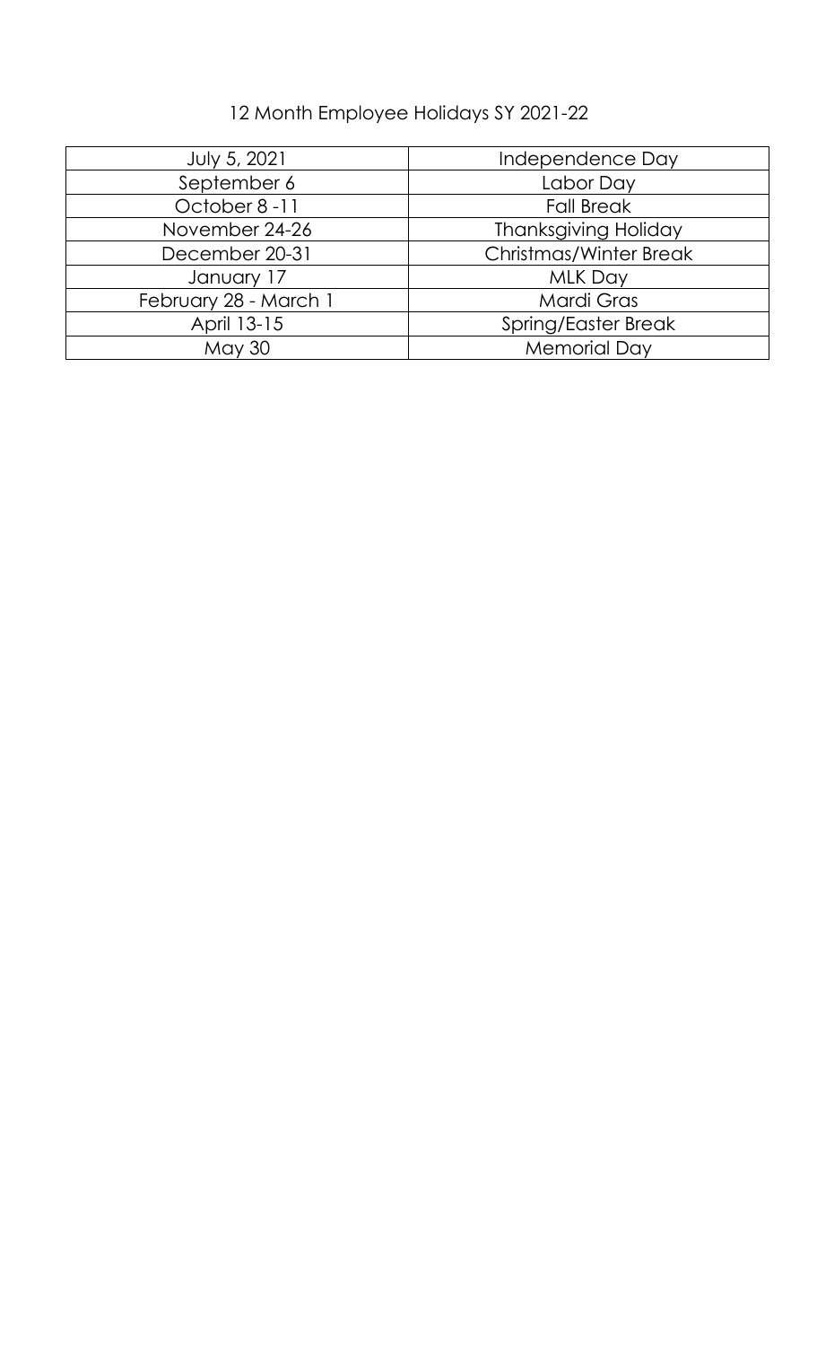# 12 Month Employee Holidays SY 2021-22

| | |
|---|---|
| July 5, 2021 | Independence Day |
| September 6 | Labor Day |
| October 8 -11 | Fall Break |
| November 24-26 | Thanksgiving Holiday |
| December 20-31 | Christmas/Winter Break |
| January 17 | MLK Day |
| February 28 - March 1 | Mardi Gras |
| April 13-15 | Spring/Easter Break |
| May 30 | Memorial Day |